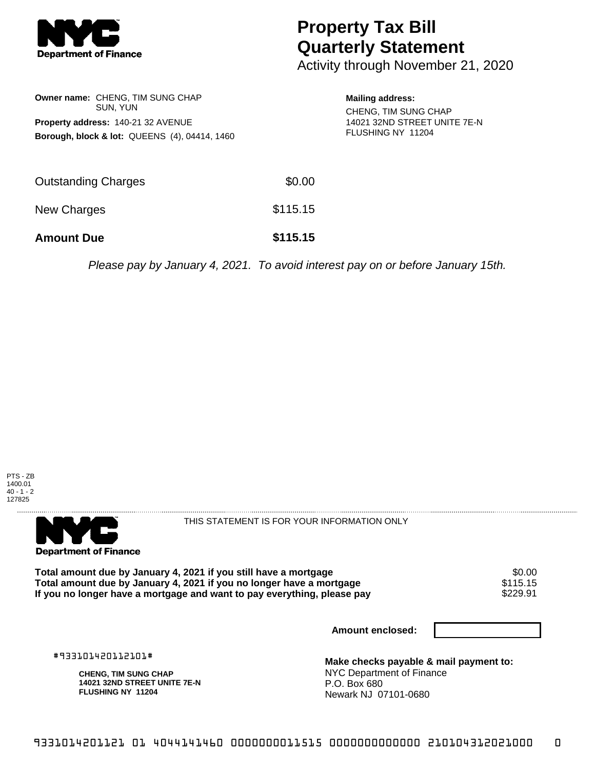**Department of Finance**

# Property Tax Bill Quarterly Statement

Activity through November 21, 2020

**Owner name:** CHENG, TIM SUNG CHAP
SUN, YUN

**Property address:** 140-21 32 AVENUE

**Borough, block & lot:** QUEENS (4), 04414, 1460

**Mailing address:**
CHENG, TIM SUNG CHAP
14021 32ND STREET UNITE 7E-N
FLUSHING NY 11204

| | |
|---|---|
| Outstanding Charges | $0.00 |
| New Charges | $115.15 |
| **Amount Due** | **$115.15** |

*Please pay by January 4, 2021. To avoid interest pay on or before January 15th.*

PTS - ZB
1400.01
40 - 1 - 2
127825

**Department of Finance**

THIS STATEMENT IS FOR YOUR INFORMATION ONLY

| | |
|---|---|
| **Total amount due by January 4, 2021 if you still have a mortgage** | $0.00 |
| **Total amount due by January 4, 2021 if you no longer have a mortgage** | $115.15 |
| **If you no longer have a mortgage and want to pay everything, please pay** | $229.91 |

**Amount enclosed:**

#933101420112101#

**CHENG, TIM SUNG CHAP**
**14021 32ND STREET UNITE 7E-N**
**FLUSHING NY 11204**

**Make checks payable & mail payment to:**
NYC Department of Finance
P.O. Box 680
Newark NJ 07101-0680

9331014201121 01 4044141460 0000000011515 0000000000000 210104312021000 0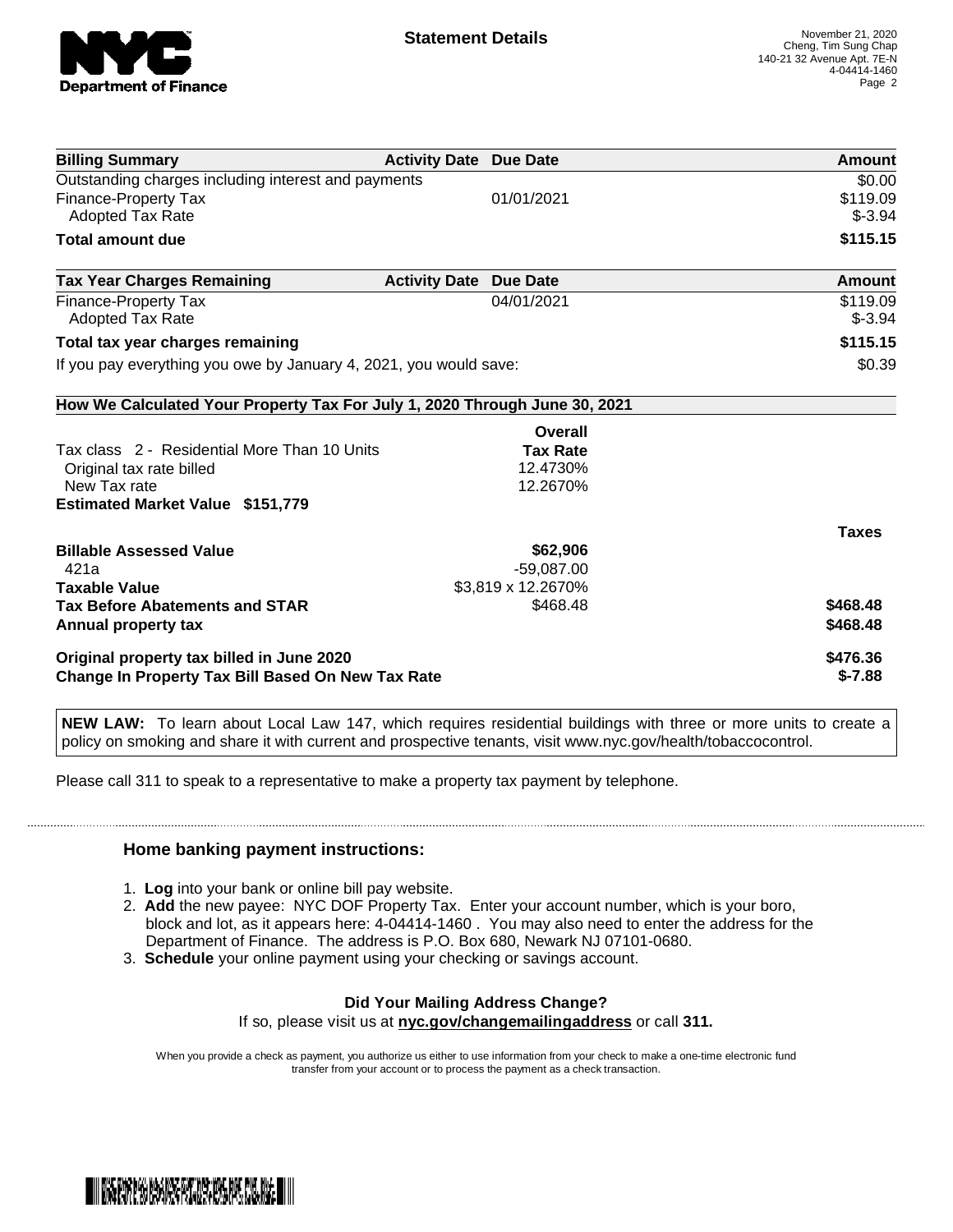**Statement Details**

November 21, 2020
Cheng, Tim Sung Chap
140-21 32 Avenue Apt. 7E-N
4-04414-1460

| Billing Summary | Activity Date | Due Date | Amount |
|---|---|---|---|
| Outstanding charges including interest and payments | | | $0.00 |
| Finance-Property Tax | | 01/01/2021 | $119.09 |
| Adopted Tax Rate | | | $-3.94 |
| **Total amount due** | | | **$115.15** |

| Tax Year Charges Remaining | Activity Date | Due Date | Amount |
|---|---|---|---|
| Finance-Property Tax | | 04/01/2021 | $119.09 |
| Adopted Tax Rate | | | $-3.94 |
| **Total tax year charges remaining** | | | **$115.15** |
| If you pay everything you owe by January 4, 2021, you would save: | | | $0.39 |

**How We Calculated Your Property Tax For July 1, 2020 Through June 30, 2021**

| | Overall Tax Rate | |
|---|---|---|
| Tax class 2 - Residential More Than 10 Units | | |
| Original tax rate billed | 12.4730% | |
| New Tax rate | 12.2670% | |
| **Estimated Market Value $151,779** | | |
| | | **Taxes** |
| **Billable Assessed Value** | **$62,906** | |
| 421a | -59,087.00 | |
| **Taxable Value** | $3,819 x 12.2670% | |
| **Tax Before Abatements and STAR** | $468.48 | **$468.48** |
| **Annual property tax** | | **$468.48** |
| **Original property tax billed in June 2020** | | **$476.36** |
| **Change In Property Tax Bill Based On New Tax Rate** | | **$-7.88** |

**NEW LAW:** To learn about Local Law 147, which requires residential buildings with three or more units to create a policy on smoking and share it with current and prospective tenants, visit www.nyc.gov/health/tobaccocontrol.

Please call 311 to speak to a representative to make a property tax payment by telephone.

### Home banking payment instructions:

1. **Log** into your bank or online bill pay website.
2. **Add** the new payee: NYC DOF Property Tax. Enter your account number, which is your boro, block and lot, as it appears here: 4-04414-1460 . You may also need to enter the address for the Department of Finance. The address is P.O. Box 680, Newark NJ 07101-0680.
3. **Schedule** your online payment using your checking or savings account.

**Did Your Mailing Address Change?**

If so, please visit us at **nyc.gov/changemailingaddress** or call **311.**

When you provide a check as payment, you authorize us either to use information from your check to make a one-time electronic fund transfer from your account or to process the payment as a check transaction.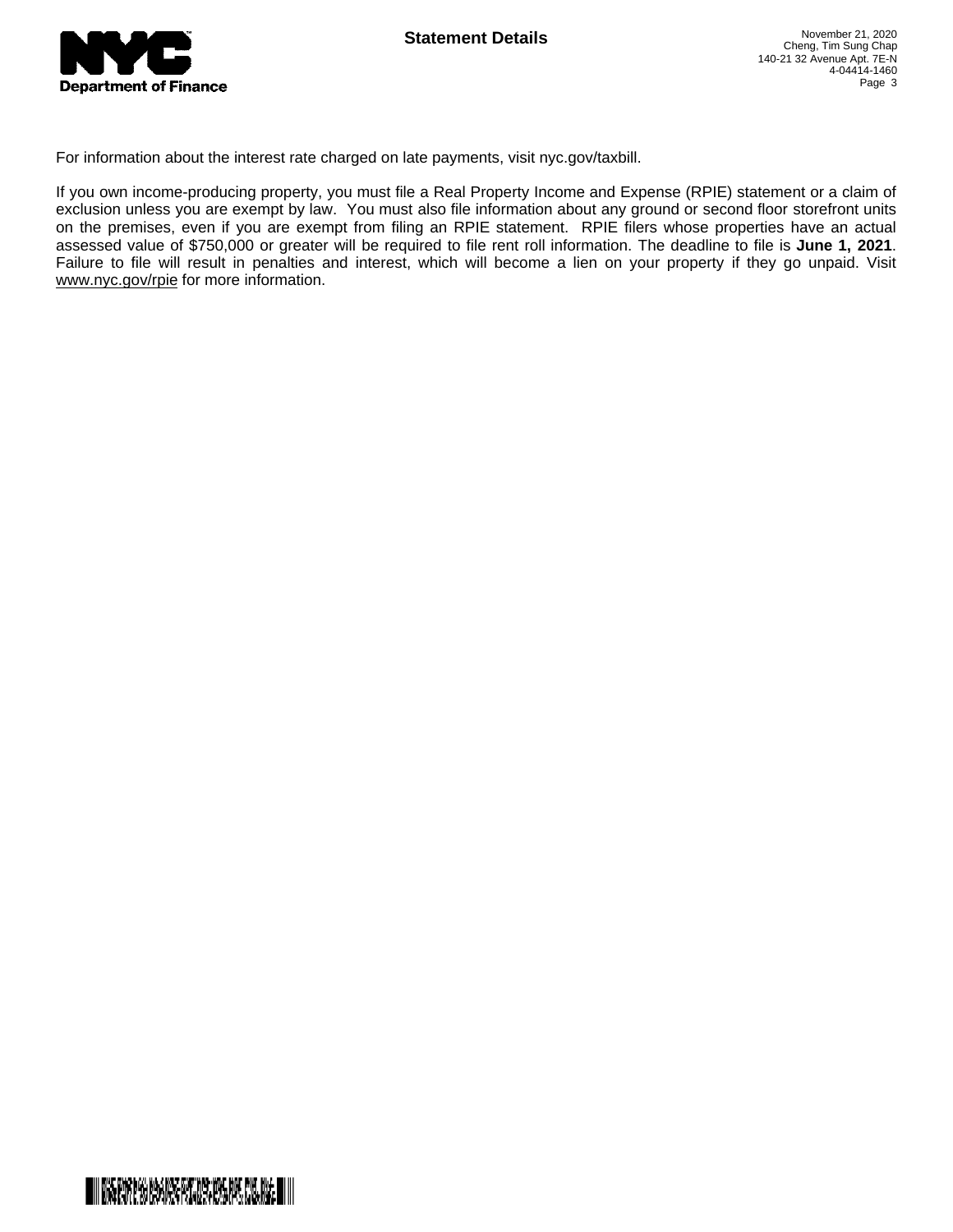For information about the interest rate charged on late payments, visit nyc.gov/taxbill.

If you own income-producing property, you must file a Real Property Income and Expense (RPIE) statement or a claim of exclusion unless you are exempt by law. You must also file information about any ground or second floor storefront units on the premises, even if you are exempt from filing an RPIE statement. RPIE filers whose properties have an actual assessed value of $750,000 or greater will be required to file rent roll information. The deadline to file is **June 1, 2021**. Failure to file will result in penalties and interest, which will become a lien on your property if they go unpaid. Visit www.nyc.gov/rpie for more information.